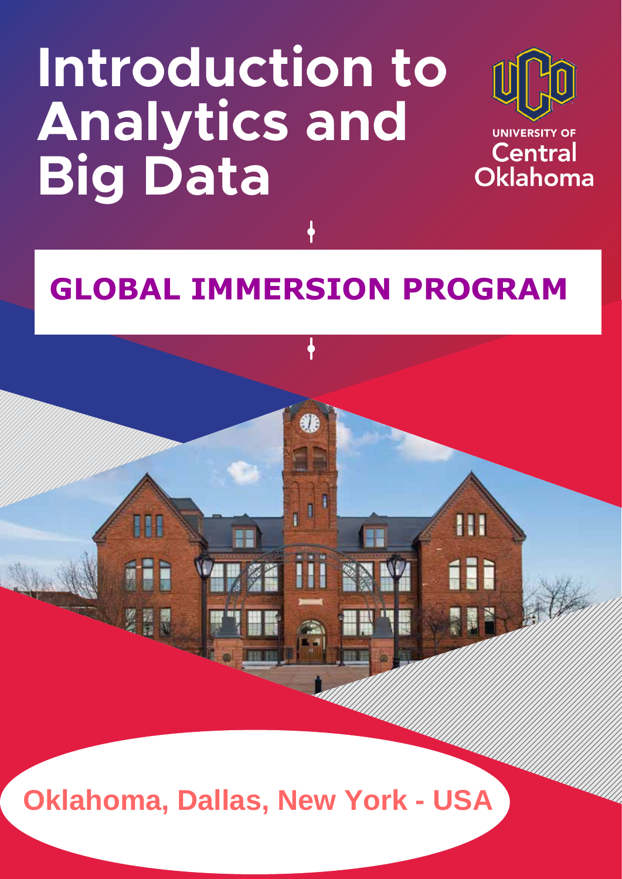# Introduction to Analytics and Big Data

UNIVERSITY OF Central Oklahoma

## GLOBAL IMMERSION PROGRAM

Oklahoma, Dallas, New York - USA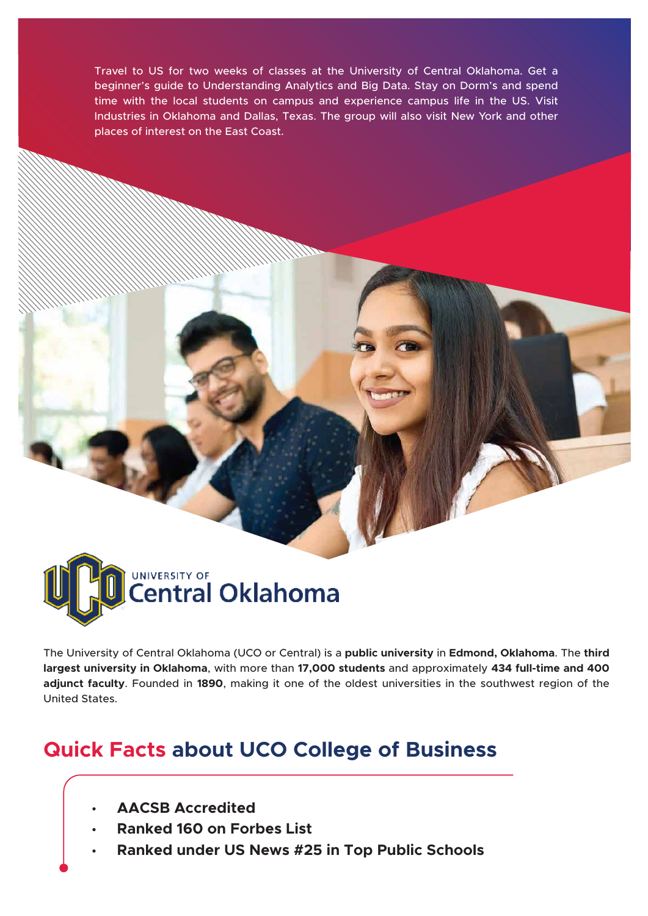Travel to US for two weeks of classes at the University of Central Oklahoma. Get a beginner's guide to Understanding Analytics and Big Data. Stay on Dorm's and spend time with the local students on campus and experience campus life in the US. Visit Industries in Oklahoma and Dallas, Texas. The group will also visit New York and other places of interest on the East Coast.

UNIVERSITY OF Central Oklahoma

The University of Central Oklahoma (UCO or Central) is a **public university** in **Edmond, Oklahoma**. The **third largest university in Oklahoma**, with more than **17,000 students** and approximately **434 full-time and 400 adjunct faculty**. Founded in **1890**, making it one of the oldest universities in the southwest region of the United States.

## Quick Facts about UCO College of Business

- **AACSB Accredited**
- **Ranked 160 on Forbes List**
- **Ranked under US News #25 in Top Public Schools**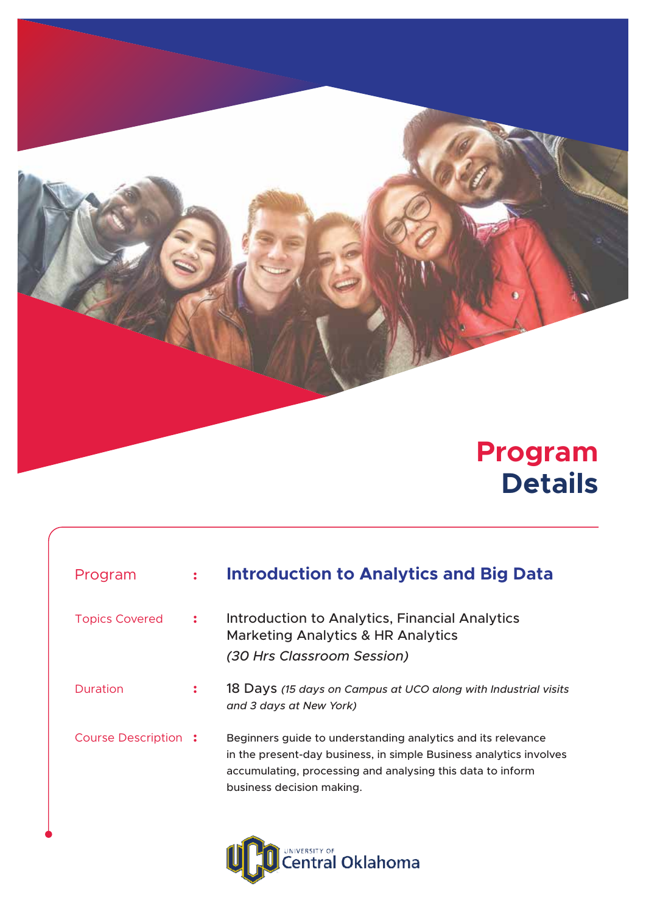# Program Details

| | |
|---|---|
| Program | **Introduction to Analytics and Big Data** |
| Topics Covered | Introduction to Analytics, Financial Analytics Marketing Analytics & HR Analytics *(30 Hrs Classroom Session)* |
| Duration | 18 Days *(15 days on Campus at UCO along with Industrial visits and 3 days at New York)* |
| Course Description | Beginners guide to understanding analytics and its relevance in the present-day business, in simple Business analytics involves accumulating, processing and analysing this data to inform business decision making. |

UNIVERSITY OF Central Oklahoma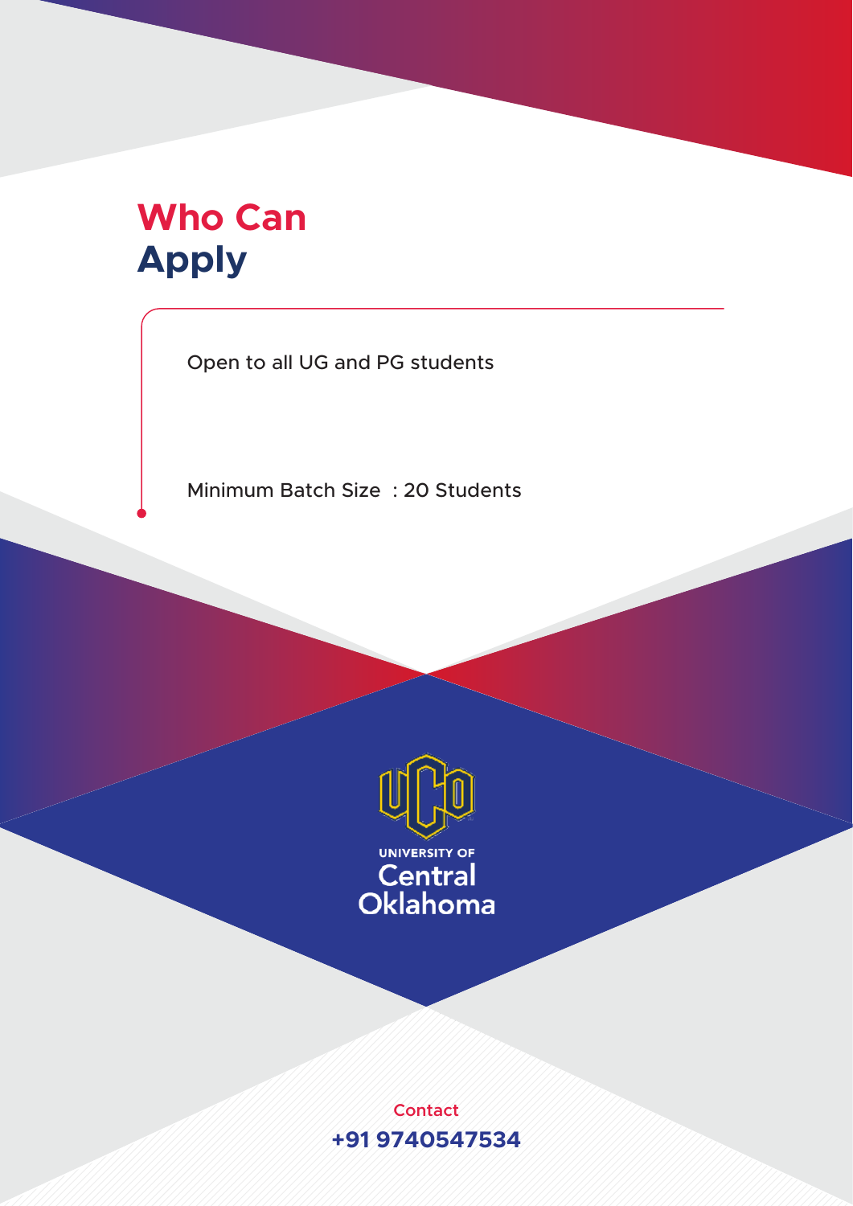## Who Can Apply

Open to all UG and PG students

Minimum Batch Size : 20 Students

UNIVERSITY OF
Central
Oklahoma

Contact
**+91 9740547534**